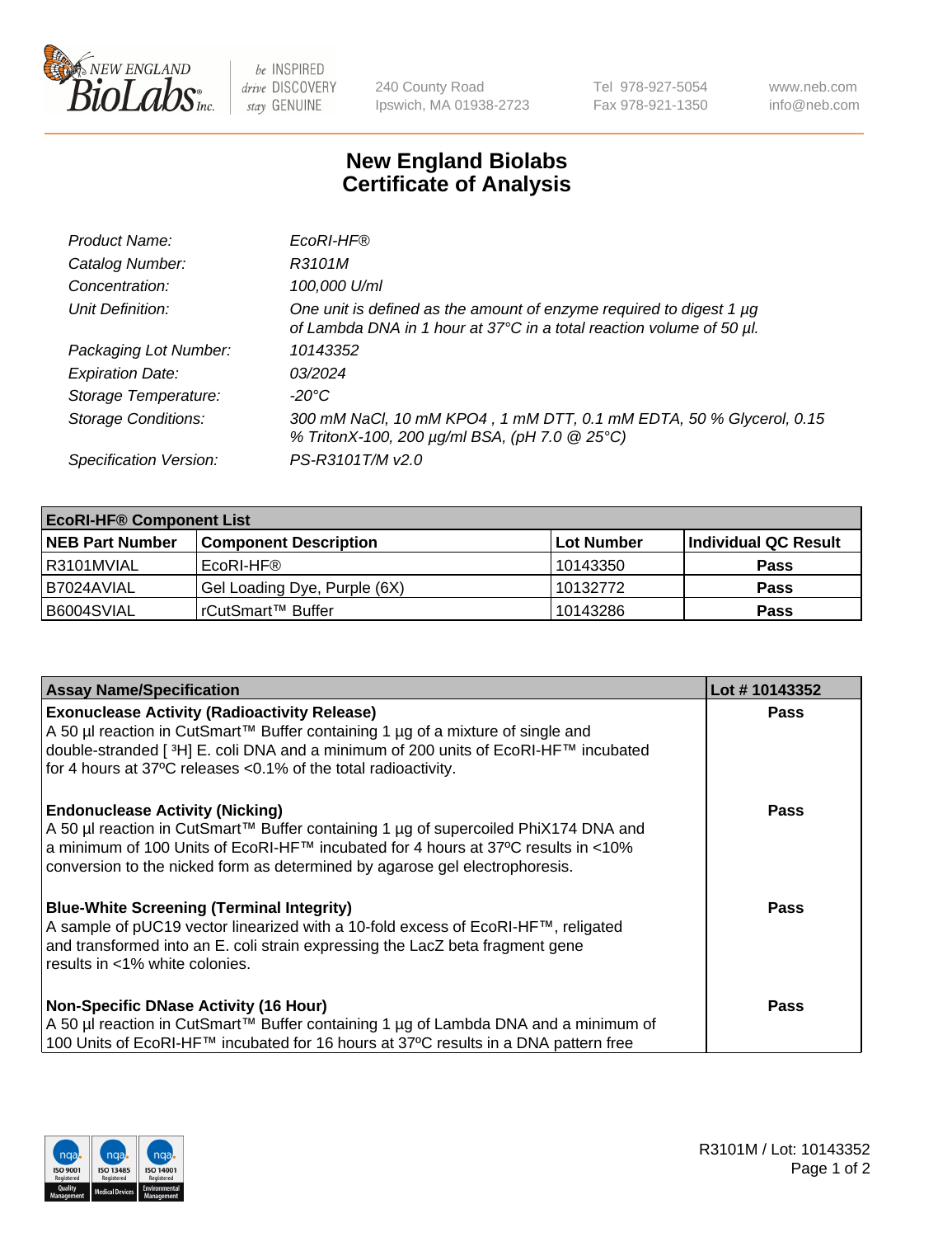240 County Road
Ipswich, MA 01938-2723

Tel 978-927-5054
Fax 978-921-1350

www.neb.com
info@neb.com

# New England Biolabs
# Certificate of Analysis

| | |
|---|---|
| *Product Name:* | *EcoRI-HF®* |
| *Catalog Number:* | *R3101M* |
| *Concentration:* | *100,000 U/ml* |
| *Unit Definition:* | *One unit is defined as the amount of enzyme required to digest 1 µg of Lambda DNA in 1 hour at 37°C in a total reaction volume of 50 µl.* |
| *Packaging Lot Number:* | *10143352* |
| *Expiration Date:* | *03/2024* |
| *Storage Temperature:* | *-20°C* |
| *Storage Conditions:* | *300 mM NaCl, 10 mM KPO4 , 1 mM DTT, 0.1 mM EDTA, 50 % Glycerol, 0.15 % TritonX-100, 200 µg/ml BSA, (pH 7.0 @ 25°C)* |
| *Specification Version:* | *PS-R3101T/M v2.0* |

**EcoRI-HF® Component List**

| NEB Part Number | Component Description | Lot Number | Individual QC Result |
|---|---|---|---|
| R3101MVIAL | EcoRI-HF® | 10143350 | Pass |
| B7024AVIAL | Gel Loading Dye, Purple (6X) | 10132772 | Pass |
| B6004SVIAL | rCutSmart™ Buffer | 10143286 | Pass |

| Assay Name/Specification | Lot # 10143352 |
|---|---|
| **Exonuclease Activity (Radioactivity Release)**<br>A 50 µl reaction in CutSmart™ Buffer containing 1 µg of a mixture of single and double-stranded [ $^3$H] E. coli DNA and a minimum of 200 units of EcoRI-HF™ incubated for 4 hours at 37ºC releases <0.1% of the total radioactivity. | Pass |
| **Endonuclease Activity (Nicking)**<br>A 50 µl reaction in CutSmart™ Buffer containing 1 µg of supercoiled PhiX174 DNA and a minimum of 100 Units of EcoRI-HF™ incubated for 4 hours at 37ºC results in <10% conversion to the nicked form as determined by agarose gel electrophoresis. | Pass |
| **Blue-White Screening (Terminal Integrity)**<br>A sample of pUC19 vector linearized with a 10-fold excess of EcoRI-HF™, religated and transformed into an E. coli strain expressing the LacZ beta fragment gene results in <1% white colonies. | Pass |
| **Non-Specific DNase Activity (16 Hour)**<br>A 50 µl reaction in CutSmart™ Buffer containing 1 µg of Lambda DNA and a minimum of 100 Units of EcoRI-HF™ incubated for 16 hours at 37ºC results in a DNA pattern free | Pass |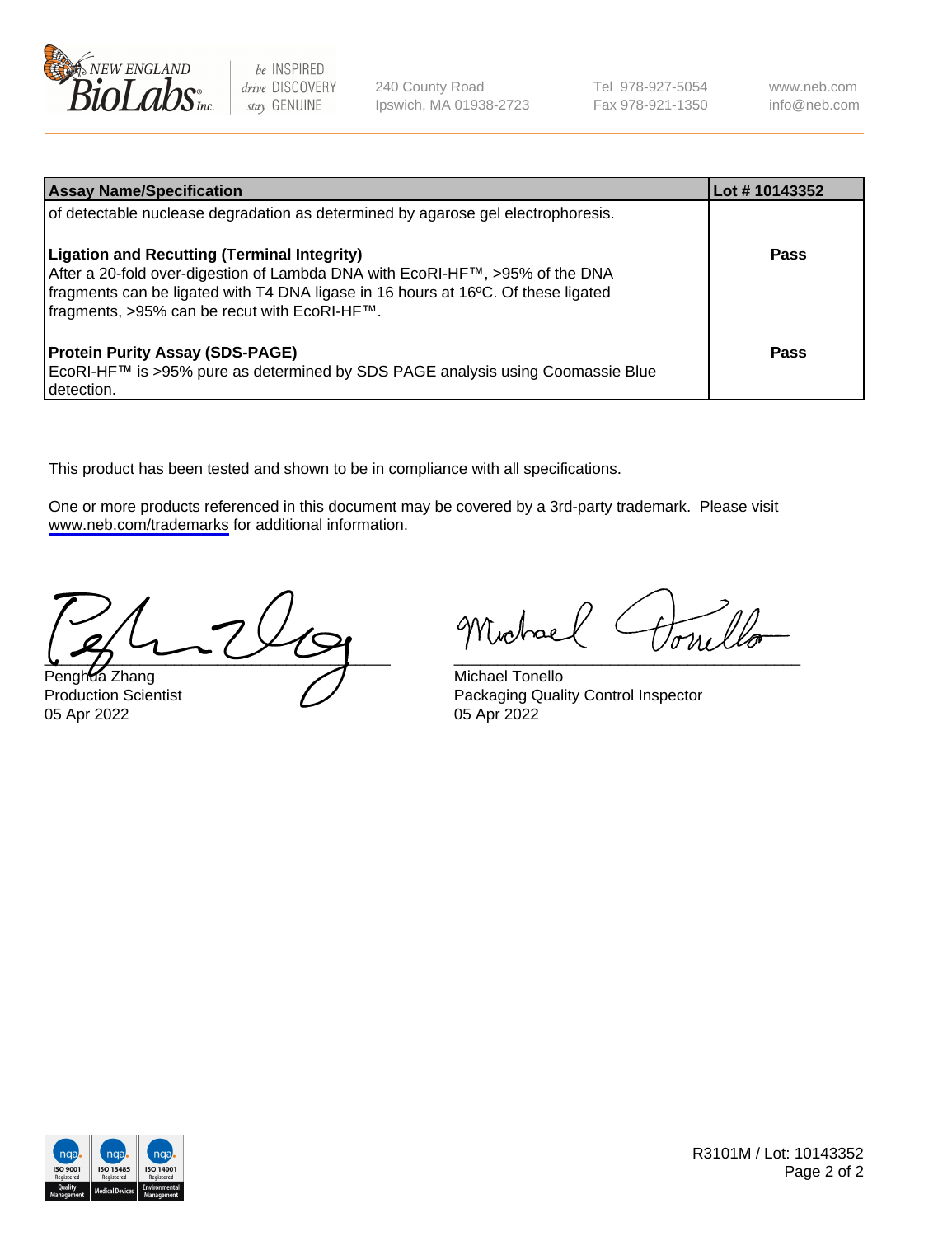| Assay Name/Specification | Lot # 10143352 |
|---|---|
| of detectable nuclease degradation as determined by agarose gel electrophoresis. | |
| **Ligation and Recutting (Terminal Integrity)**<br>After a 20-fold over-digestion of Lambda DNA with EcoRI-HF™, >95% of the DNA fragments can be ligated with T4 DNA ligase in 16 hours at 16ºC. Of these ligated fragments, >95% can be recut with EcoRI-HF™. | **Pass** |
| **Protein Purity Assay (SDS-PAGE)**<br>EcoRI-HF™ is >95% pure as determined by SDS PAGE analysis using Coomassie Blue detection. | **Pass** |

This product has been tested and shown to be in compliance with all specifications.

One or more products referenced in this document may be covered by a 3rd-party trademark. Please visit www.neb.com/trademarks for additional information.

Penghua Zhang
Production Scientist
05 Apr 2022

Michael Tonello
Packaging Quality Control Inspector
05 Apr 2022

R3101M / Lot: 10143352